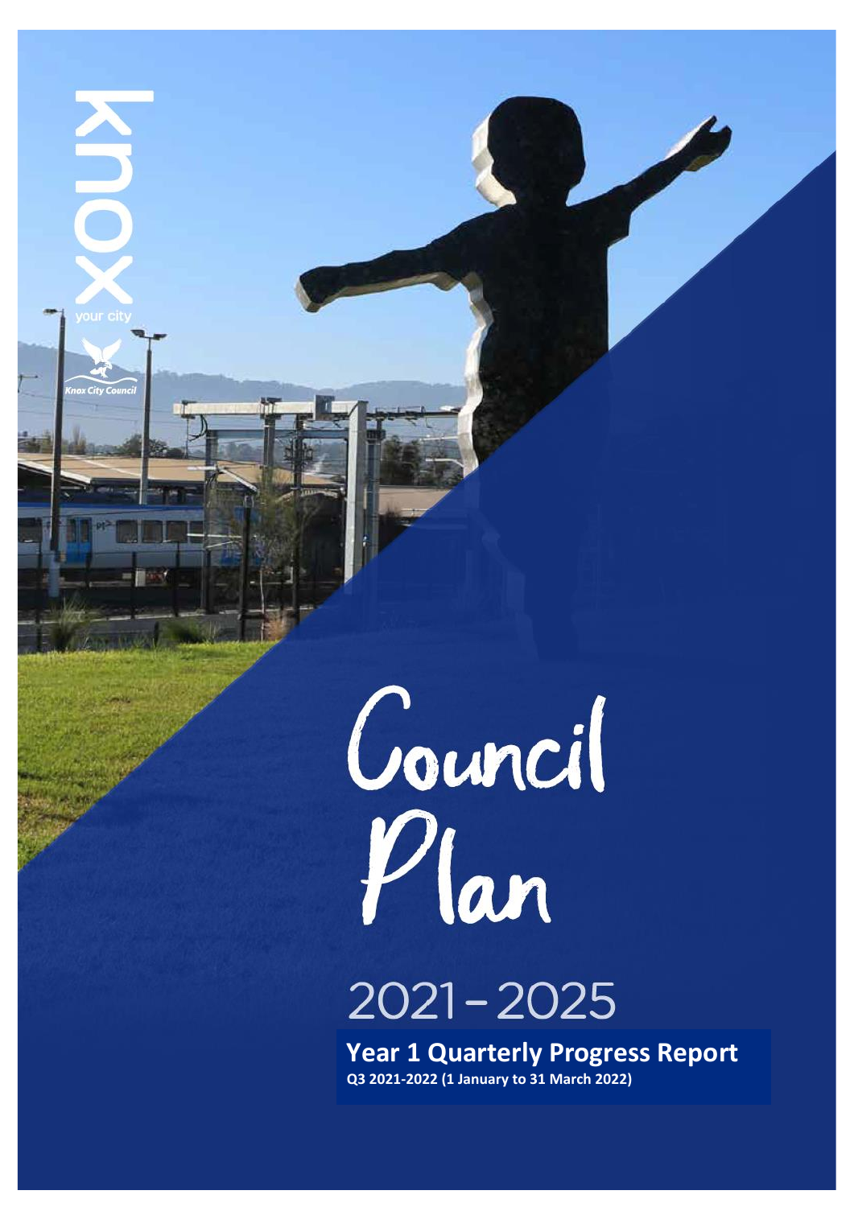knox

your city

Knox City Council

# Council Plan

## 2021 – 2025

**Year 1 Quarterly Progress Report**

**Q3 2021-2022 (1 January to 31 March 2022)**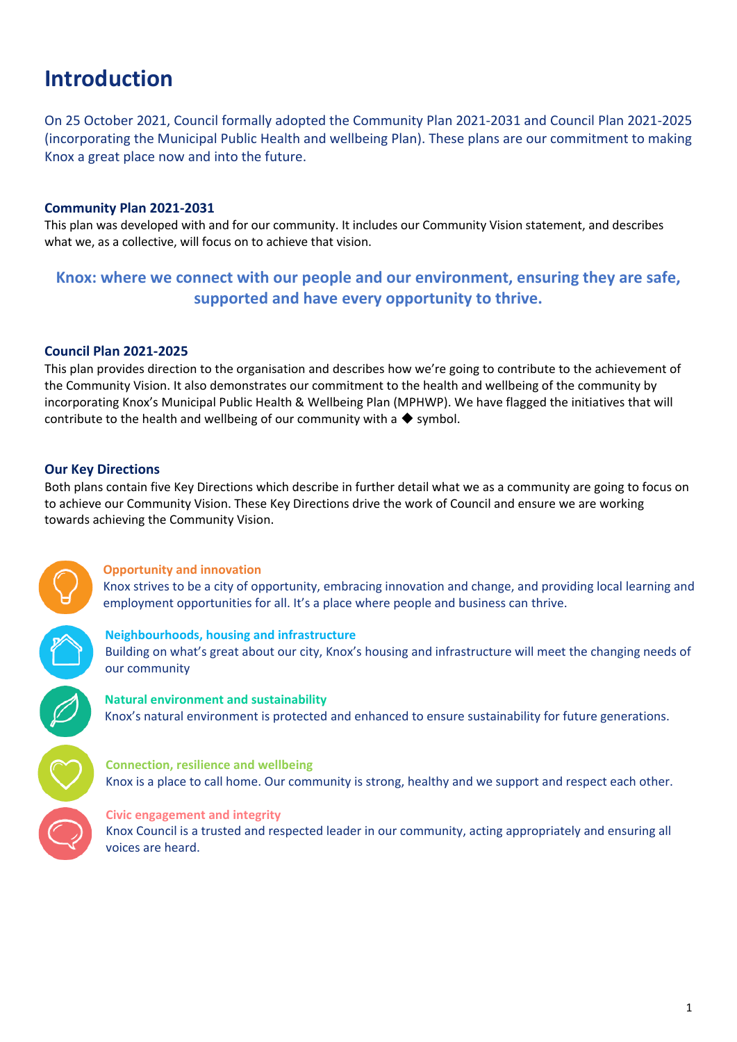# Introduction

On 25 October 2021, Council formally adopted the Community Plan 2021-2031 and Council Plan 2021-2025 (incorporating the Municipal Public Health and wellbeing Plan). These plans are our commitment to making Knox a great place now and into the future.

### Community Plan 2021-2031

This plan was developed with and for our community. It includes our Community Vision statement, and describes what we, as a collective, will focus on to achieve that vision.

**Knox: where we connect with our people and our environment, ensuring they are safe, supported and have every opportunity to thrive.**

### Council Plan 2021-2025

This plan provides direction to the organisation and describes how we're going to contribute to the achievement of the Community Vision. It also demonstrates our commitment to the health and wellbeing of the community by incorporating Knox's Municipal Public Health & Wellbeing Plan (MPHWP). We have flagged the initiatives that will contribute to the health and wellbeing of our community with a ◆ symbol.

### Our Key Directions

Both plans contain five Key Directions which describe in further detail what we as a community are going to focus on to achieve our Community Vision. These Key Directions drive the work of Council and ensure we are working towards achieving the Community Vision.

**Opportunity and innovation**
Knox strives to be a city of opportunity, embracing innovation and change, and providing local learning and employment opportunities for all. It's a place where people and business can thrive.

**Neighbourhoods, housing and infrastructure**
Building on what's great about our city, Knox's housing and infrastructure will meet the changing needs of our community

**Natural environment and sustainability**
Knox's natural environment is protected and enhanced to ensure sustainability for future generations.

**Connection, resilience and wellbeing**
Knox is a place to call home. Our community is strong, healthy and we support and respect each other.

**Civic engagement and integrity**
Knox Council is a trusted and respected leader in our community, acting appropriately and ensuring all voices are heard.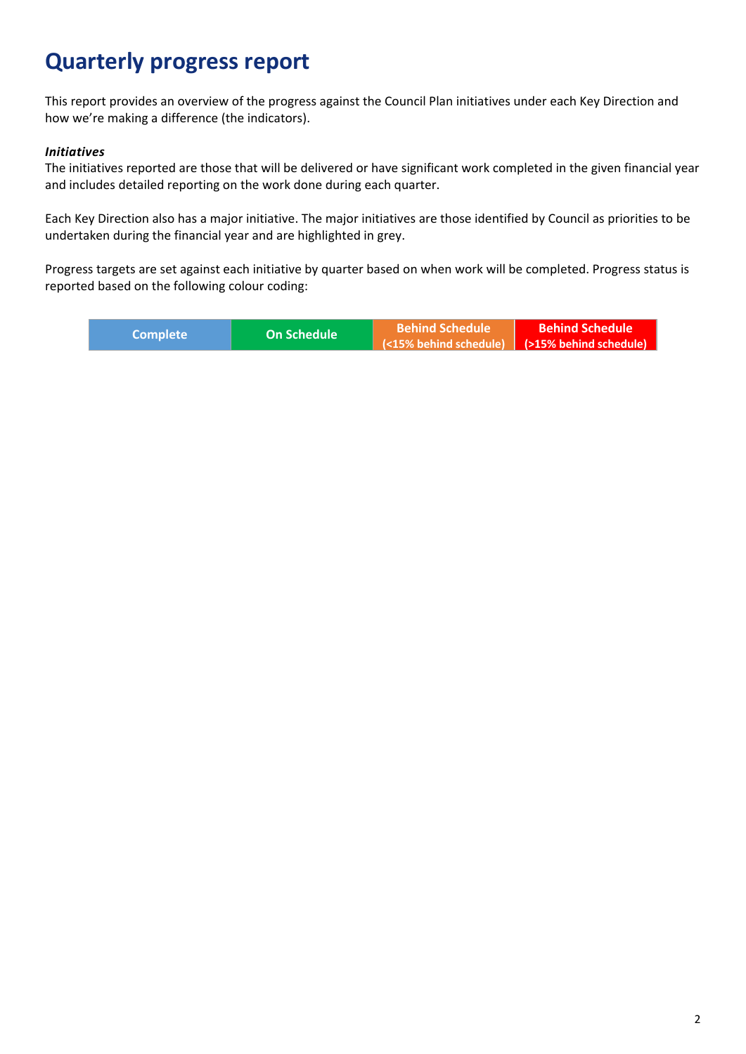# Quarterly progress report

This report provides an overview of the progress against the Council Plan initiatives under each Key Direction and how we're making a difference (the indicators).

***Initiatives***

The initiatives reported are those that will be delivered or have significant work completed in the given financial year and includes detailed reporting on the work done during each quarter.

Each Key Direction also has a major initiative. The major initiatives are those identified by Council as priorities to be undertaken during the financial year and are highlighted in grey.

Progress targets are set against each initiative by quarter based on when work will be completed. Progress status is reported based on the following colour coding:

| Complete | On Schedule | Behind Schedule (<15% behind schedule) | Behind Schedule (>15% behind schedule) |
|---|---|---|---|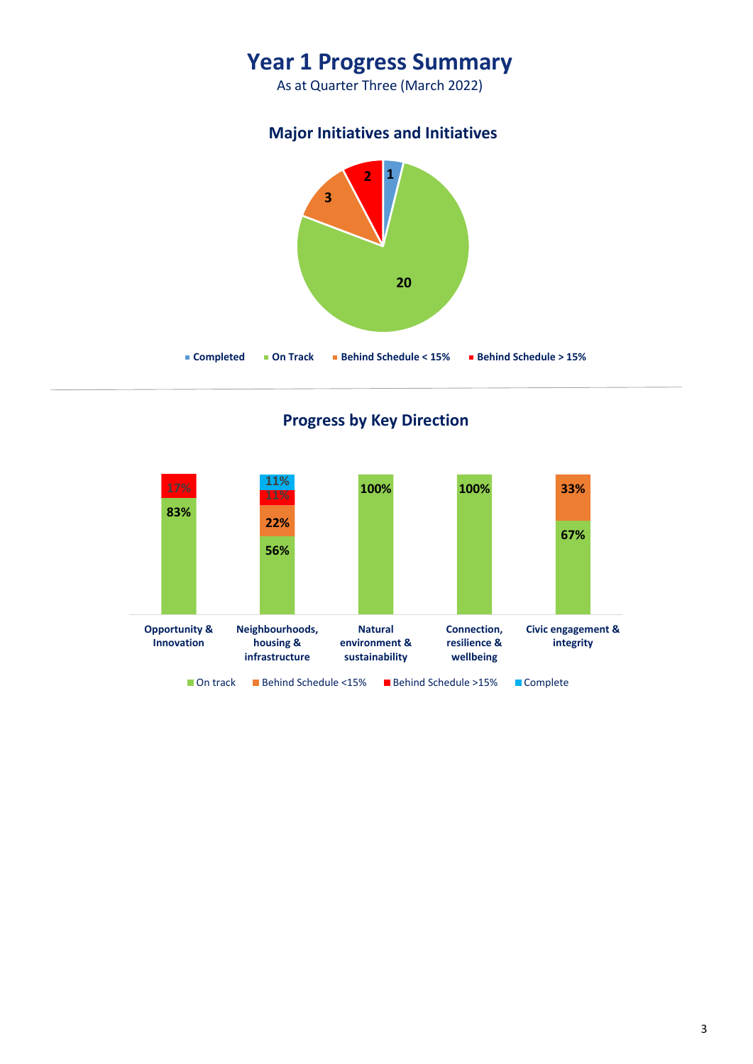# Year 1 Progress Summary

As at Quarter Three (March 2022)

## Major Initiatives and Initiatives

| Status | Count |
|---|---|
| Completed | 1 |
| On Track | 20 |
| Behind Schedule < 15% | 3 |
| Behind Schedule > 15% | 2 |

## Progress by Key Direction

| Key Direction | On track | Behind Schedule <15% | Behind Schedule >15% | Complete |
|---|---|---|---|---|
| Opportunity & Innovation | 83% | | 17% | |
| Neighbourhoods, housing & infrastructure | 56% | 22% | 11% | 11% |
| Natural environment & sustainability | 100% | | | |
| Connection, resilience & wellbeing | 100% | | | |
| Civic engagement & integrity | 67% | 33% | | |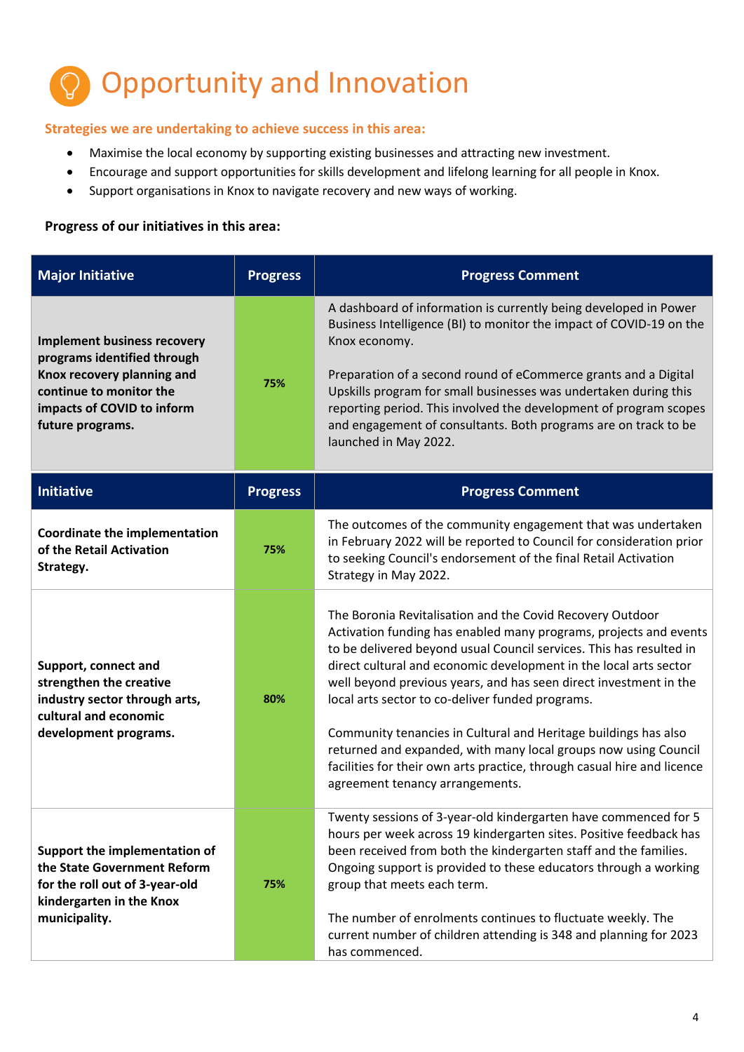# Opportunity and Innovation

**Strategies we are undertaking to achieve success in this area:**

- Maximise the local economy by supporting existing businesses and attracting new investment.
- Encourage and support opportunities for skills development and lifelong learning for all people in Knox.
- Support organisations in Knox to navigate recovery and new ways of working.

**Progress of our initiatives in this area:**

| Major Initiative | Progress | Progress Comment |
|---|---|---|
| **Implement business recovery programs identified through Knox recovery planning and continue to monitor the impacts of COVID to inform future programs.** | 75% | A dashboard of information is currently being developed in Power Business Intelligence (BI) to monitor the impact of COVID-19 on the Knox economy.<br><br>Preparation of a second round of eCommerce grants and a Digital Upskills program for small businesses was undertaken during this reporting period. This involved the development of program scopes and engagement of consultants. Both programs are on track to be launched in May 2022. |

| Initiative | Progress | Progress Comment |
|---|---|---|
| **Coordinate the implementation of the Retail Activation Strategy.** | 75% | The outcomes of the community engagement that was undertaken in February 2022 will be reported to Council for consideration prior to seeking Council's endorsement of the final Retail Activation Strategy in May 2022. |
| **Support, connect and strengthen the creative industry sector through arts, cultural and economic development programs.** | 80% | The Boronia Revitalisation and the Covid Recovery Outdoor Activation funding has enabled many programs, projects and events to be delivered beyond usual Council services. This has resulted in direct cultural and economic development in the local arts sector well beyond previous years, and has seen direct investment in the local arts sector to co-deliver funded programs.<br><br>Community tenancies in Cultural and Heritage buildings has also returned and expanded, with many local groups now using Council facilities for their own arts practice, through casual hire and licence agreement tenancy arrangements. |
| **Support the implementation of the State Government Reform for the roll out of 3-year-old kindergarten in the Knox municipality.** | 75% | Twenty sessions of 3-year-old kindergarten have commenced for 5 hours per week across 19 kindergarten sites. Positive feedback has been received from both the kindergarten staff and the families. Ongoing support is provided to these educators through a working group that meets each term.<br><br>The number of enrolments continues to fluctuate weekly. The current number of children attending is 348 and planning for 2023 has commenced. |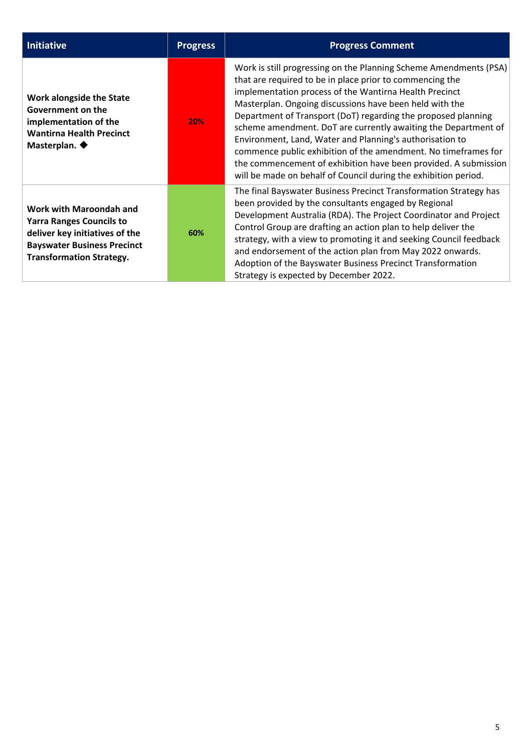| Initiative | Progress | Progress Comment |
| --- | --- | --- |
| **Work alongside the State Government on the implementation of the Wantirna Health Precinct Masterplan. ◆** | 20% | Work is still progressing on the Planning Scheme Amendments (PSA) that are required to be in place prior to commencing the implementation process of the Wantirna Health Precinct Masterplan. Ongoing discussions have been held with the Department of Transport (DoT) regarding the proposed planning scheme amendment. DoT are currently awaiting the Department of Environment, Land, Water and Planning's authorisation to commence public exhibition of the amendment. No timeframes for the commencement of exhibition have been provided. A submission will be made on behalf of Council during the exhibition period. |
| **Work with Maroondah and Yarra Ranges Councils to deliver key initiatives of the Bayswater Business Precinct Transformation Strategy.** | 60% | The final Bayswater Business Precinct Transformation Strategy has been provided by the consultants engaged by Regional Development Australia (RDA). The Project Coordinator and Project Control Group are drafting an action plan to help deliver the strategy, with a view to promoting it and seeking Council feedback and endorsement of the action plan from May 2022 onwards. Adoption of the Bayswater Business Precinct Transformation Strategy is expected by December 2022. |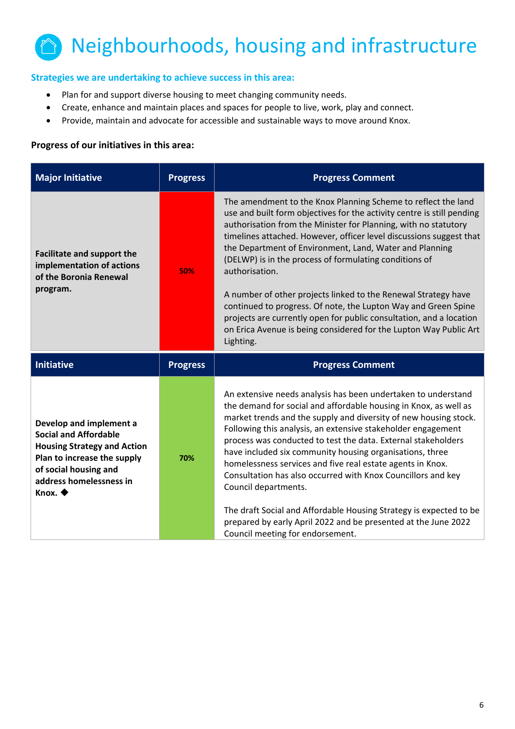# Neighbourhoods, housing and infrastructure

**Strategies we are undertaking to achieve success in this area:**

- Plan for and support diverse housing to meet changing community needs.
- Create, enhance and maintain places and spaces for people to live, work, play and connect.
- Provide, maintain and advocate for accessible and sustainable ways to move around Knox.

**Progress of our initiatives in this area:**

| Major Initiative | Progress | Progress Comment |
|---|---|---|
| **Facilitate and support the implementation of actions of the Boronia Renewal program.** | 50% | The amendment to the Knox Planning Scheme to reflect the land use and built form objectives for the activity centre is still pending authorisation from the Minister for Planning, with no statutory timelines attached. However, officer level discussions suggest that the Department of Environment, Land, Water and Planning (DELWP) is in the process of formulating conditions of authorisation.<br><br>A number of other projects linked to the Renewal Strategy have continued to progress. Of note, the Lupton Way and Green Spine projects are currently open for public consultation, and a location on Erica Avenue is being considered for the Lupton Way Public Art Lighting. |

| Initiative | Progress | Progress Comment |
|---|---|---|
| **Develop and implement a Social and Affordable Housing Strategy and Action Plan to increase the supply of social housing and address homelessness in Knox.** ◆ | 70% | An extensive needs analysis has been undertaken to understand the demand for social and affordable housing in Knox, as well as market trends and the supply and diversity of new housing stock. Following this analysis, an extensive stakeholder engagement process was conducted to test the data. External stakeholders have included six community housing organisations, three homelessness services and five real estate agents in Knox. Consultation has also occurred with Knox Councillors and key Council departments.<br><br>The draft Social and Affordable Housing Strategy is expected to be prepared by early April 2022 and be presented at the June 2022 Council meeting for endorsement. |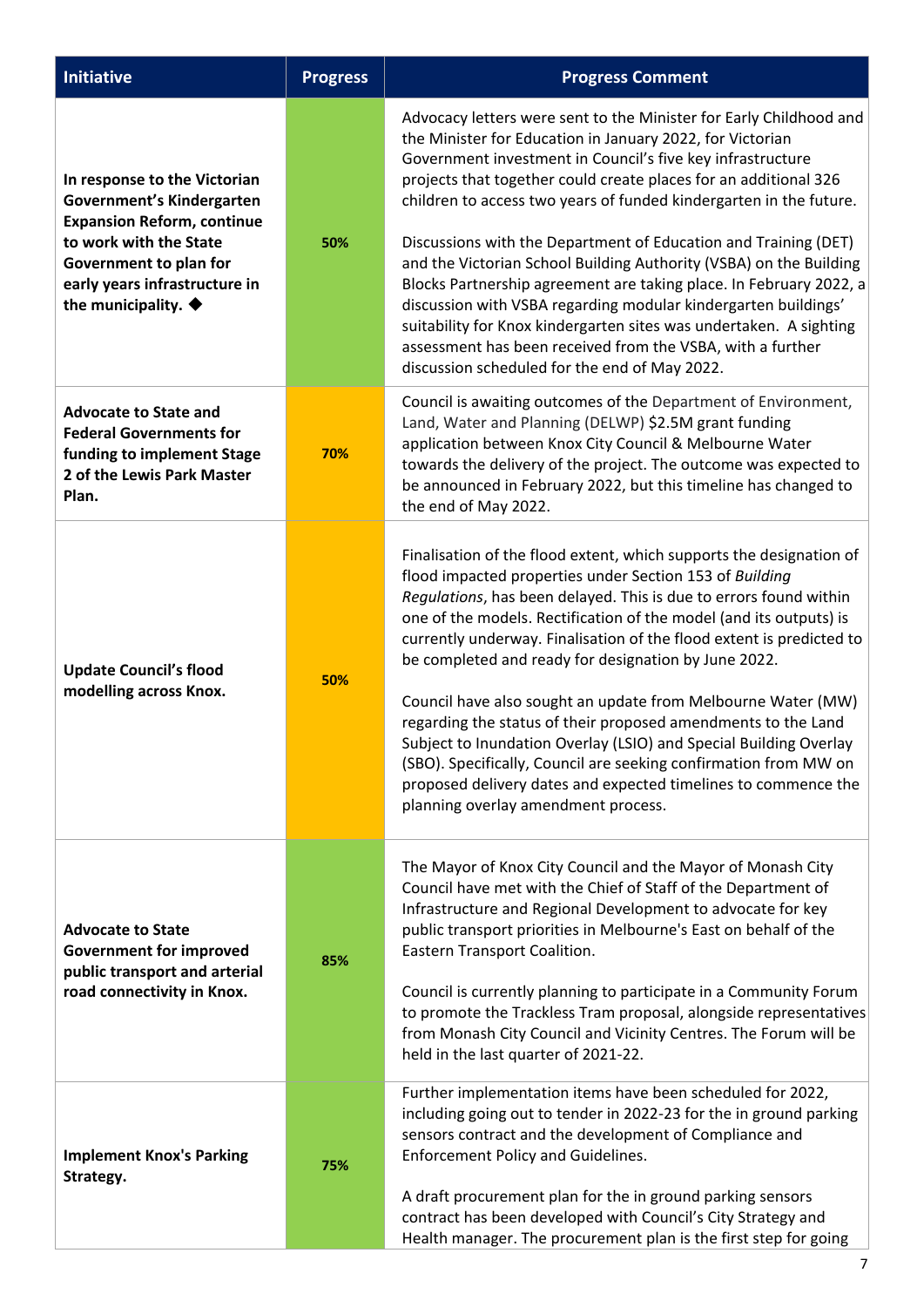| Initiative | Progress | Progress Comment |
|---|---|---|
| **In response to the Victorian Government's Kindergarten Expansion Reform, continue to work with the State Government to plan for early years infrastructure in the municipality. ◆** | 50% | Advocacy letters were sent to the Minister for Early Childhood and the Minister for Education in January 2022, for Victorian Government investment in Council's five key infrastructure projects that together could create places for an additional 326 children to access two years of funded kindergarten in the future.<br><br>Discussions with the Department of Education and Training (DET) and the Victorian School Building Authority (VSBA) on the Building Blocks Partnership agreement are taking place. In February 2022, a discussion with VSBA regarding modular kindergarten buildings' suitability for Knox kindergarten sites was undertaken. A sighting assessment has been received from the VSBA, with a further discussion scheduled for the end of May 2022. |
| **Advocate to State and Federal Governments for funding to implement Stage 2 of the Lewis Park Master Plan.** | 70% | Council is awaiting outcomes of the Department of Environment, Land, Water and Planning (DELWP) $2.5M grant funding application between Knox City Council & Melbourne Water towards the delivery of the project. The outcome was expected to be announced in February 2022, but this timeline has changed to the end of May 2022. |
| **Update Council's flood modelling across Knox.** | 50% | Finalisation of the flood extent, which supports the designation of flood impacted properties under Section 153 of *Building Regulations*, has been delayed. This is due to errors found within one of the models. Rectification of the model (and its outputs) is currently underway. Finalisation of the flood extent is predicted to be completed and ready for designation by June 2022.<br><br>Council have also sought an update from Melbourne Water (MW) regarding the status of their proposed amendments to the Land Subject to Inundation Overlay (LSIO) and Special Building Overlay (SBO). Specifically, Council are seeking confirmation from MW on proposed delivery dates and expected timelines to commence the planning overlay amendment process. |
| **Advocate to State Government for improved public transport and arterial road connectivity in Knox.** | 85% | The Mayor of Knox City Council and the Mayor of Monash City Council have met with the Chief of Staff of the Department of Infrastructure and Regional Development to advocate for key public transport priorities in Melbourne's East on behalf of the Eastern Transport Coalition.<br><br>Council is currently planning to participate in a Community Forum to promote the Trackless Tram proposal, alongside representatives from Monash City Council and Vicinity Centres. The Forum will be held in the last quarter of 2021-22. |
| **Implement Knox's Parking Strategy.** | 75% | Further implementation items have been scheduled for 2022, including going out to tender in 2022-23 for the in ground parking sensors contract and the development of Compliance and Enforcement Policy and Guidelines.<br><br>A draft procurement plan for the in ground parking sensors contract has been developed with Council's City Strategy and Health manager. The procurement plan is the first step for going |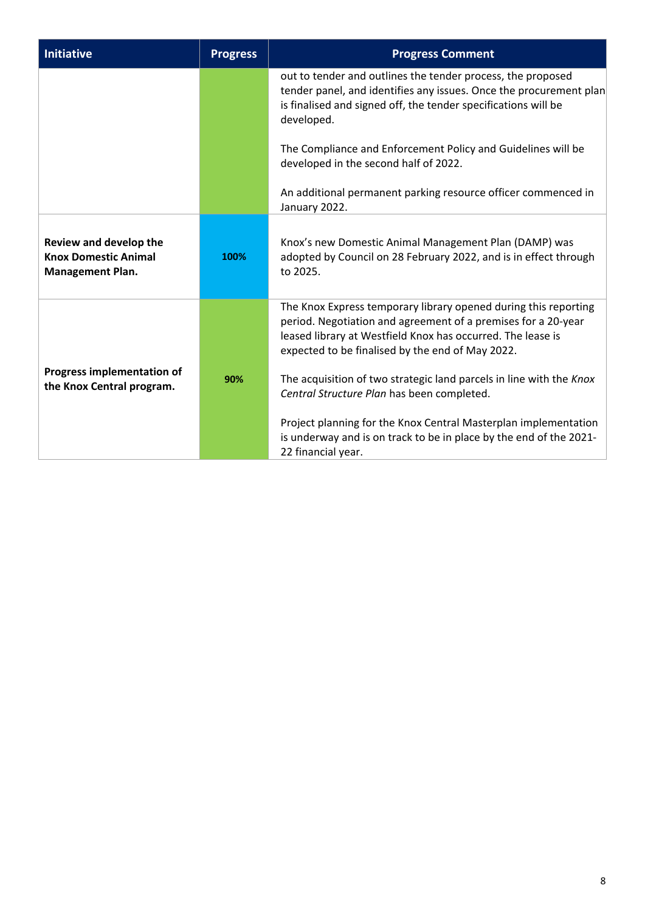| Initiative | Progress | Progress Comment |
|---|---|---|
| | | out to tender and outlines the tender process, the proposed tender panel, and identifies any issues. Once the procurement plan is finalised and signed off, the tender specifications will be developed.<br><br>The Compliance and Enforcement Policy and Guidelines will be developed in the second half of 2022.<br><br>An additional permanent parking resource officer commenced in January 2022. |
| **Review and develop the Knox Domestic Animal Management Plan.** | **100%** | Knox's new Domestic Animal Management Plan (DAMP) was adopted by Council on 28 February 2022, and is in effect through to 2025. |
| **Progress implementation of the Knox Central program.** | **90%** | The Knox Express temporary library opened during this reporting period. Negotiation and agreement of a premises for a 20-year leased library at Westfield Knox has occurred. The lease is expected to be finalised by the end of May 2022.<br><br>The acquisition of two strategic land parcels in line with the *Knox Central Structure Plan* has been completed.<br><br>Project planning for the Knox Central Masterplan implementation is underway and is on track to be in place by the end of the 2021-22 financial year. |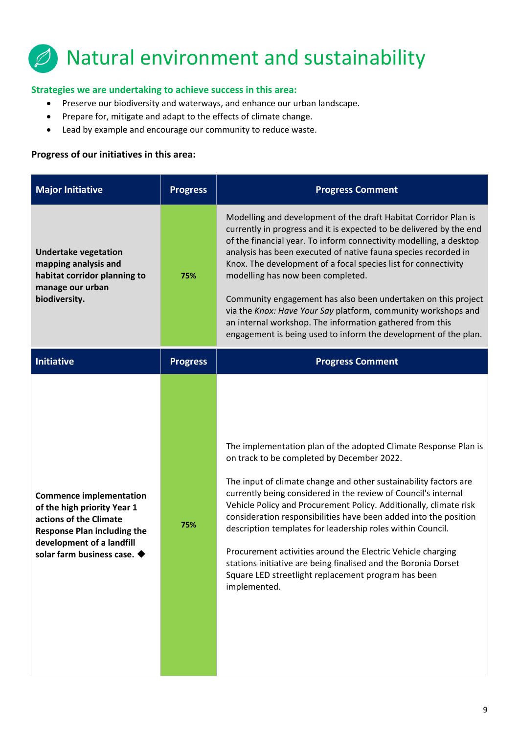# Natural environment and sustainability

**Strategies we are undertaking to achieve success in this area:**

- Preserve our biodiversity and waterways, and enhance our urban landscape.
- Prepare for, mitigate and adapt to the effects of climate change.
- Lead by example and encourage our community to reduce waste.

**Progress of our initiatives in this area:**

| Major Initiative | Progress | Progress Comment |
|---|---|---|
| **Undertake vegetation mapping analysis and habitat corridor planning to manage our urban biodiversity.** | 75% | Modelling and development of the draft Habitat Corridor Plan is currently in progress and it is expected to be delivered by the end of the financial year. To inform connectivity modelling, a desktop analysis has been executed of native fauna species recorded in Knox. The development of a focal species list for connectivity modelling has now been completed.<br><br>Community engagement has also been undertaken on this project via the *Knox: Have Your Say* platform, community workshops and an internal workshop. The information gathered from this engagement is being used to inform the development of the plan. |
| **Initiative** | **Progress** | **Progress Comment** |
| **Commence implementation of the high priority Year 1 actions of the Climate Response Plan including the development of a landfill solar farm business case.** ◆ | 75% | The implementation plan of the adopted Climate Response Plan is on track to be completed by December 2022.<br><br>The input of climate change and other sustainability factors are currently being considered in the review of Council's internal Vehicle Policy and Procurement Policy. Additionally, climate risk consideration responsibilities have been added into the position description templates for leadership roles within Council.<br><br>Procurement activities around the Electric Vehicle charging stations initiative are being finalised and the Boronia Dorset Square LED streetlight replacement program has been implemented. |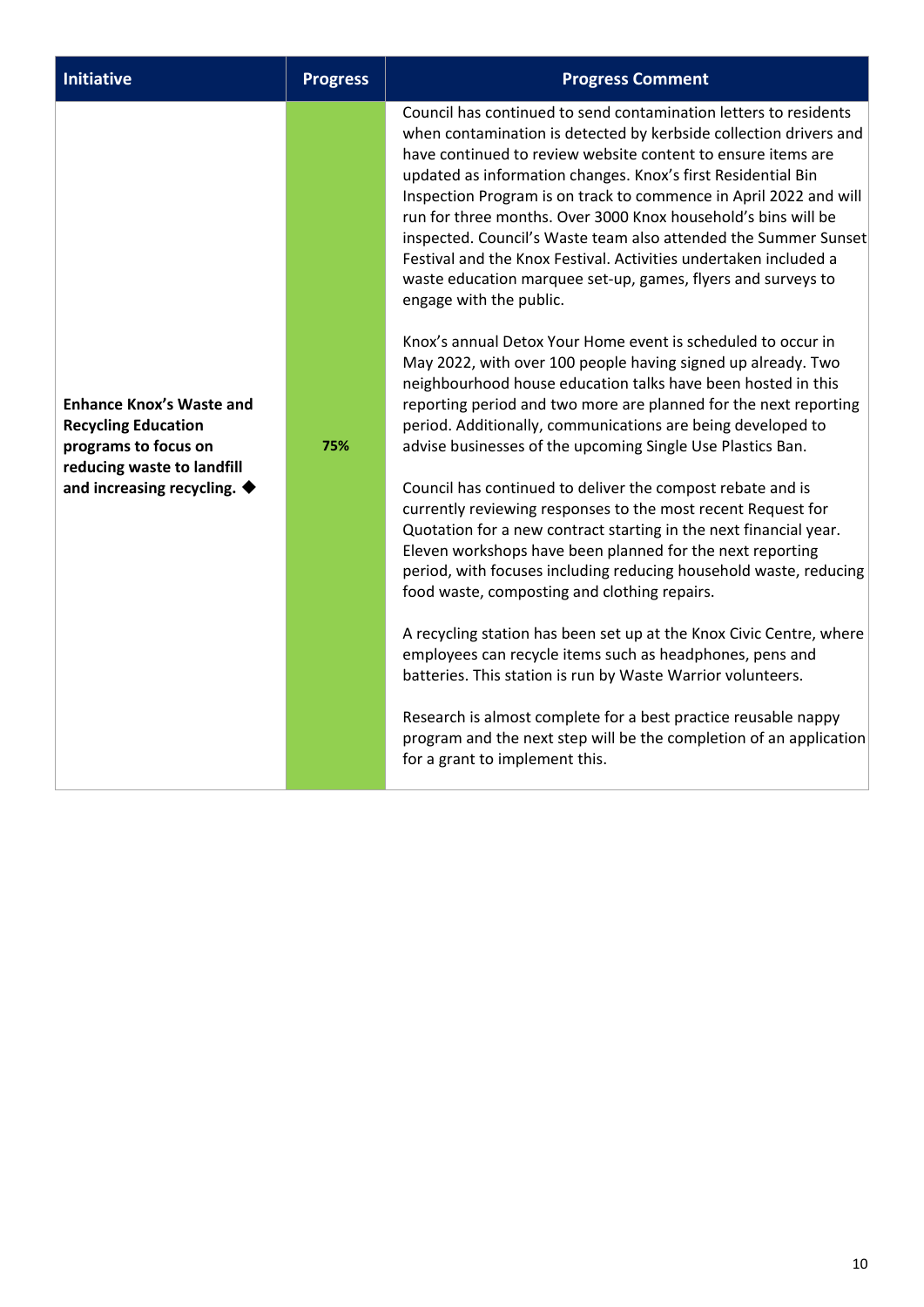| Initiative | Progress | Progress Comment |
|---|---|---|
| **Enhance Knox's Waste and Recycling Education programs to focus on reducing waste to landfill and increasing recycling. ◆** | **75%** | Council has continued to send contamination letters to residents when contamination is detected by kerbside collection drivers and have continued to review website content to ensure items are updated as information changes. Knox's first Residential Bin Inspection Program is on track to commence in April 2022 and will run for three months. Over 3000 Knox household's bins will be inspected. Council's Waste team also attended the Summer Sunset Festival and the Knox Festival. Activities undertaken included a waste education marquee set-up, games, flyers and surveys to engage with the public.<br><br>Knox's annual Detox Your Home event is scheduled to occur in May 2022, with over 100 people having signed up already. Two neighbourhood house education talks have been hosted in this reporting period and two more are planned for the next reporting period. Additionally, communications are being developed to advise businesses of the upcoming Single Use Plastics Ban.<br><br>Council has continued to deliver the compost rebate and is currently reviewing responses to the most recent Request for Quotation for a new contract starting in the next financial year. Eleven workshops have been planned for the next reporting period, with focuses including reducing household waste, reducing food waste, composting and clothing repairs.<br><br>A recycling station has been set up at the Knox Civic Centre, where employees can recycle items such as headphones, pens and batteries. This station is run by Waste Warrior volunteers.<br><br>Research is almost complete for a best practice reusable nappy program and the next step will be the completion of an application for a grant to implement this. |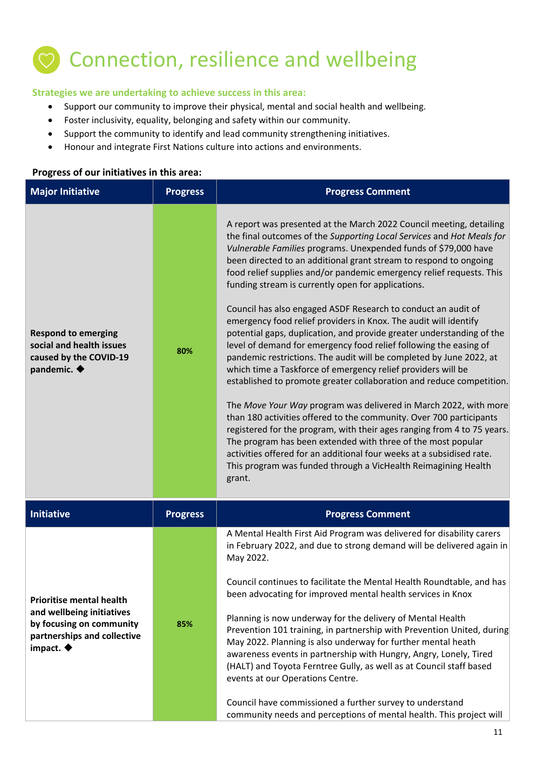# Connection, resilience and wellbeing

**Strategies we are undertaking to achieve success in this area:**

- Support our community to improve their physical, mental and social health and wellbeing.
- Foster inclusivity, equality, belonging and safety within our community.
- Support the community to identify and lead community strengthening initiatives.
- Honour and integrate First Nations culture into actions and environments.

**Progress of our initiatives in this area:**

| Major Initiative | Progress | Progress Comment |
|---|---|---|
| **Respond to emerging social and health issues caused by the COVID-19 pandemic. ◆** | **80%** | A report was presented at the March 2022 Council meeting, detailing the final outcomes of the *Supporting Local Services* and *Hot Meals for Vulnerable Families* programs. Unexpended funds of $79,000 have been directed to an additional grant stream to respond to ongoing food relief supplies and/or pandemic emergency relief requests. This funding stream is currently open for applications.<br><br>Council has also engaged ASDF Research to conduct an audit of emergency food relief providers in Knox. The audit will identify potential gaps, duplication, and provide greater understanding of the level of demand for emergency food relief following the easing of pandemic restrictions. The audit will be completed by June 2022, at which time a Taskforce of emergency relief providers will be established to promote greater collaboration and reduce competition.<br><br>The *Move Your Way* program was delivered in March 2022, with more than 180 activities offered to the community. Over 700 participants registered for the program, with their ages ranging from 4 to 75 years. The program has been extended with three of the most popular activities offered for an additional four weeks at a subsidised rate. This program was funded through a VicHealth Reimagining Health grant. |

| Initiative | Progress | Progress Comment |
|---|---|---|
| **Prioritise mental health and wellbeing initiatives by focusing on community partnerships and collective impact. ◆** | **85%** | A Mental Health First Aid Program was delivered for disability carers in February 2022, and due to strong demand will be delivered again in May 2022.<br><br>Council continues to facilitate the Mental Health Roundtable, and has been advocating for improved mental health services in Knox<br><br>Planning is now underway for the delivery of Mental Health Prevention 101 training, in partnership with Prevention United, during May 2022. Planning is also underway for further mental heath awareness events in partnership with Hungry, Angry, Lonely, Tired (HALT) and Toyota Ferntree Gully, as well as at Council staff based events at our Operations Centre.<br><br>Council have commissioned a further survey to understand community needs and perceptions of mental health. This project will |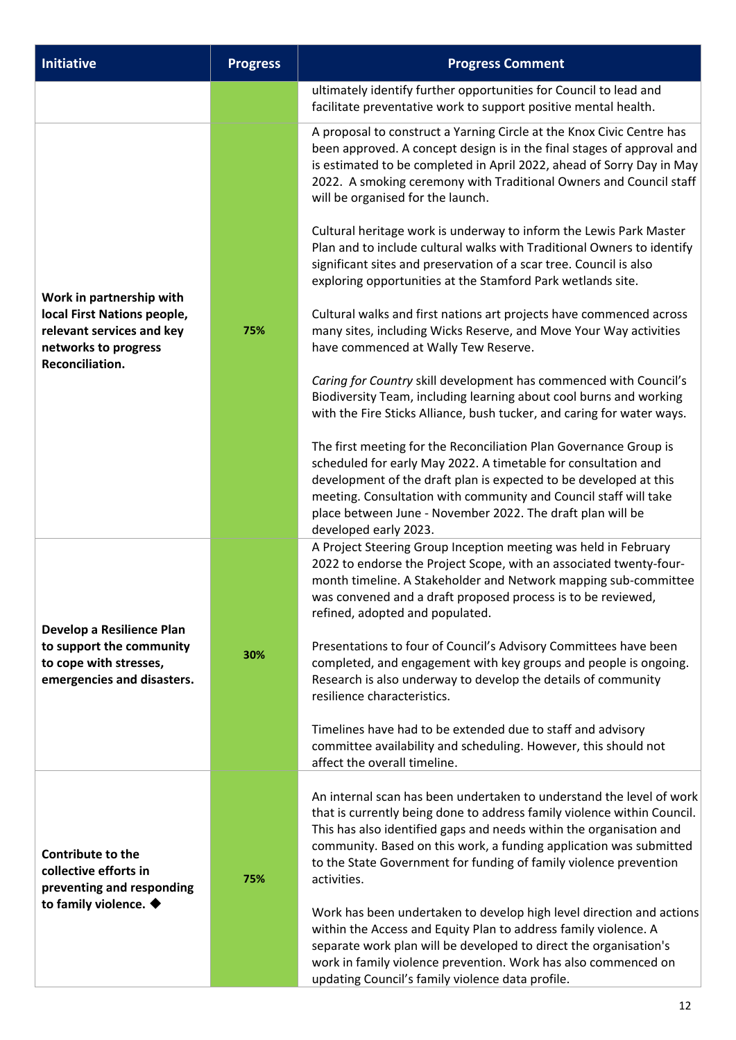| Initiative | Progress | Progress Comment |
|---|---|---|
| | | ultimately identify further opportunities for Council to lead and facilitate preventative work to support positive mental health. |
| **Work in partnership with local First Nations people, relevant services and key networks to progress Reconciliation.** | **75%** | A proposal to construct a Yarning Circle at the Knox Civic Centre has been approved. A concept design is in the final stages of approval and is estimated to be completed in April 2022, ahead of Sorry Day in May 2022. A smoking ceremony with Traditional Owners and Council staff will be organised for the launch.<br><br>Cultural heritage work is underway to inform the Lewis Park Master Plan and to include cultural walks with Traditional Owners to identify significant sites and preservation of a scar tree. Council is also exploring opportunities at the Stamford Park wetlands site.<br><br>Cultural walks and first nations art projects have commenced across many sites, including Wicks Reserve, and Move Your Way activities have commenced at Wally Tew Reserve.<br><br>*Caring for Country* skill development has commenced with Council's Biodiversity Team, including learning about cool burns and working with the Fire Sticks Alliance, bush tucker, and caring for water ways.<br><br>The first meeting for the Reconciliation Plan Governance Group is scheduled for early May 2022. A timetable for consultation and development of the draft plan is expected to be developed at this meeting. Consultation with community and Council staff will take place between June - November 2022. The draft plan will be developed early 2023. |
| **Develop a Resilience Plan to support the community to cope with stresses, emergencies and disasters.** | **30%** | A Project Steering Group Inception meeting was held in February 2022 to endorse the Project Scope, with an associated twenty-four-month timeline. A Stakeholder and Network mapping sub-committee was convened and a draft proposed process is to be reviewed, refined, adopted and populated.<br><br>Presentations to four of Council's Advisory Committees have been completed, and engagement with key groups and people is ongoing. Research is also underway to develop the details of community resilience characteristics.<br><br>Timelines have had to be extended due to staff and advisory committee availability and scheduling. However, this should not affect the overall timeline. |
| **Contribute to the collective efforts in preventing and responding to family violence. ◆** | **75%** | An internal scan has been undertaken to understand the level of work that is currently being done to address family violence within Council. This has also identified gaps and needs within the organisation and community. Based on this work, a funding application was submitted to the State Government for funding of family violence prevention activities.<br><br>Work has been undertaken to develop high level direction and actions within the Access and Equity Plan to address family violence. A separate work plan will be developed to direct the organisation's work in family violence prevention. Work has also commenced on updating Council's family violence data profile. |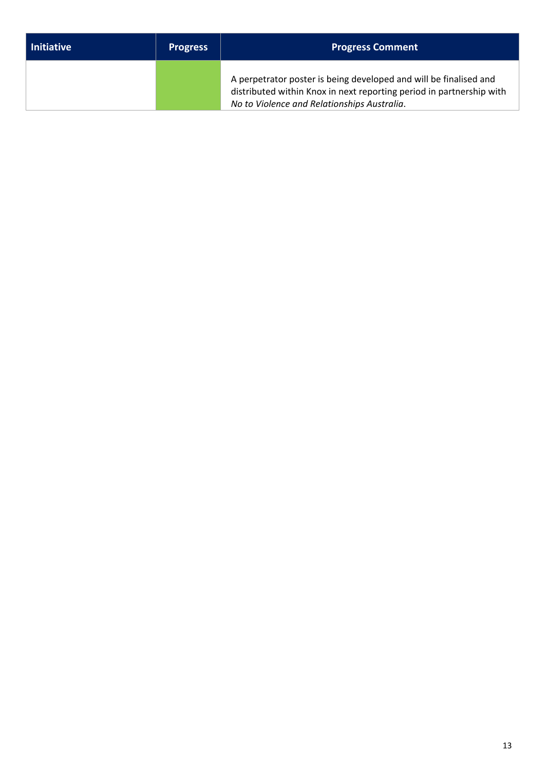| Initiative | Progress | Progress Comment |
| --- | --- | --- |
| | | A perpetrator poster is being developed and will be finalised and distributed within Knox in next reporting period in partnership with *No to Violence and Relationships Australia*. |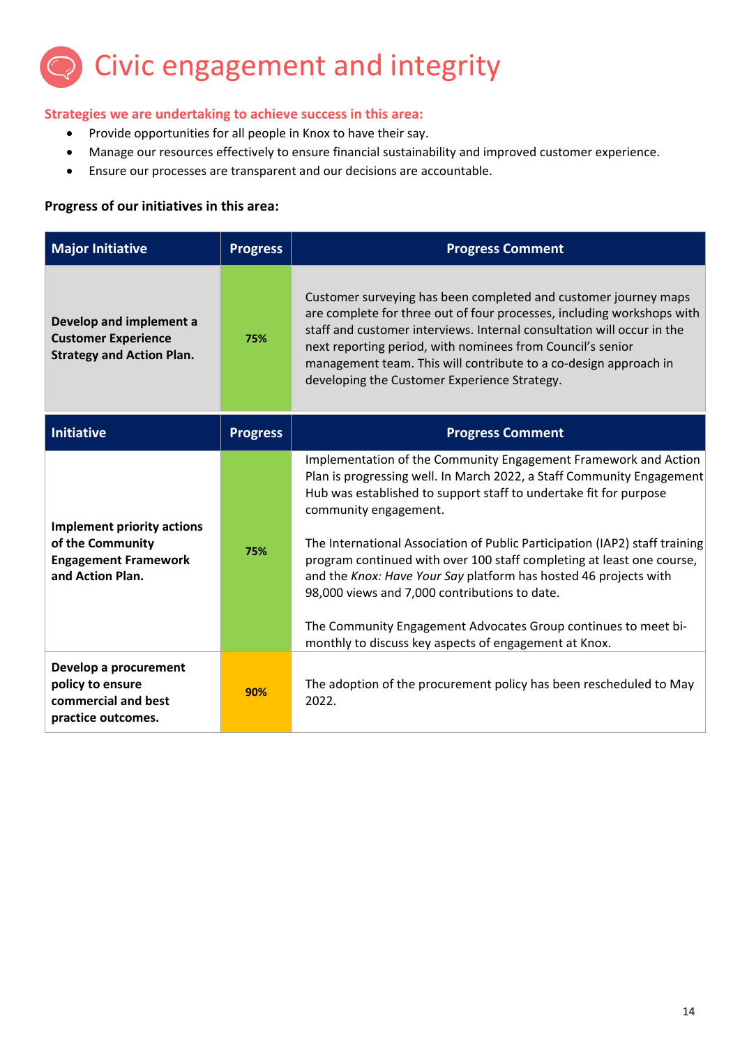# Civic engagement and integrity

**Strategies we are undertaking to achieve success in this area:**

- Provide opportunities for all people in Knox to have their say.
- Manage our resources effectively to ensure financial sustainability and improved customer experience.
- Ensure our processes are transparent and our decisions are accountable.

**Progress of our initiatives in this area:**

| Major Initiative | Progress | Progress Comment |
|---|---|---|
| **Develop and implement a Customer Experience Strategy and Action Plan.** | **75%** | Customer surveying has been completed and customer journey maps are complete for three out of four processes, including workshops with staff and customer interviews. Internal consultation will occur in the next reporting period, with nominees from Council's senior management team. This will contribute to a co-design approach in developing the Customer Experience Strategy. |

| Initiative | Progress | Progress Comment |
|---|---|---|
| **Implement priority actions of the Community Engagement Framework and Action Plan.** | **75%** | Implementation of the Community Engagement Framework and Action Plan is progressing well. In March 2022, a Staff Community Engagement Hub was established to support staff to undertake fit for purpose community engagement.<br><br>The International Association of Public Participation (IAP2) staff training program continued with over 100 staff completing at least one course, and the *Knox: Have Your Say* platform has hosted 46 projects with 98,000 views and 7,000 contributions to date.<br><br>The Community Engagement Advocates Group continues to meet bi-monthly to discuss key aspects of engagement at Knox. |
| **Develop a procurement policy to ensure commercial and best practice outcomes.** | **90%** | The adoption of the procurement policy has been rescheduled to May 2022. |